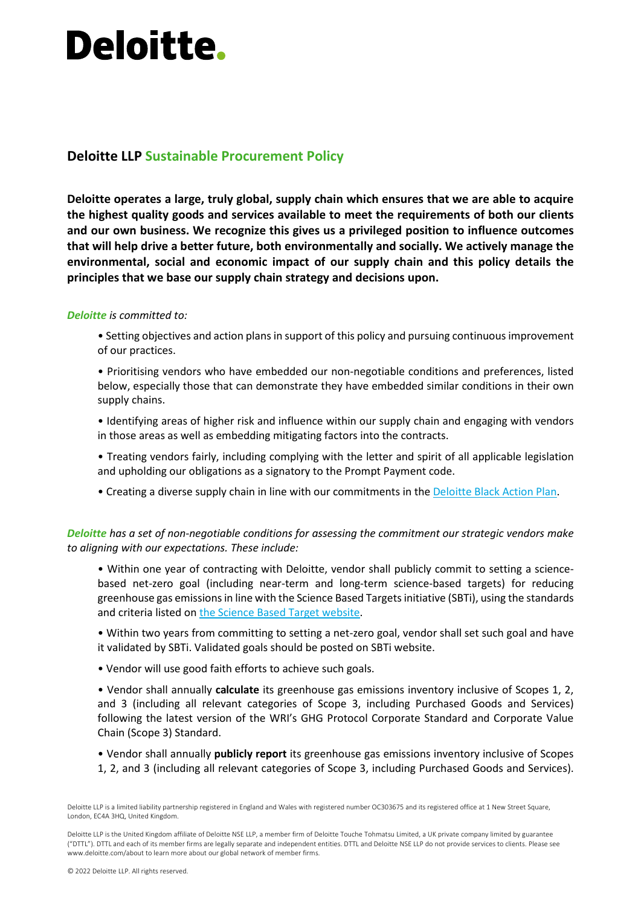# Deloitte.

## Deloitte LLP Sustainable Procurement Policy

**Deloitte operates a large, truly global, supply chain which ensures that we are able to acquire the highest quality goods and services available to meet the requirements of both our clients and our own business. We recognize this gives us a privileged position to influence outcomes that will help drive a better future, both environmentally and socially. We actively manage the environmental, social and economic impact of our supply chain and this policy details the principles that we base our supply chain strategy and decisions upon.**

***Deloitte*** *is committed to:*

- Setting objectives and action plans in support of this policy and pursuing continuous improvement of our practices.
- Prioritising vendors who have embedded our non-negotiable conditions and preferences, listed below, especially those that can demonstrate they have embedded similar conditions in their own supply chains.
- Identifying areas of higher risk and influence within our supply chain and engaging with vendors in those areas as well as embedding mitigating factors into the contracts.
- Treating vendors fairly, including complying with the letter and spirit of all applicable legislation and upholding our obligations as a signatory to the Prompt Payment code.
- Creating a diverse supply chain in line with our commitments in the Deloitte Black Action Plan.

***Deloitte*** *has a set of non-negotiable conditions for assessing the commitment our strategic vendors make to aligning with our expectations. These include:*

- Within one year of contracting with Deloitte, vendor shall publicly commit to setting a science-based net-zero goal (including near-term and long-term science-based targets) for reducing greenhouse gas emissions in line with the Science Based Targets initiative (SBTi), using the standards and criteria listed on the Science Based Target website.
- Within two years from committing to setting a net-zero goal, vendor shall set such goal and have it validated by SBTi. Validated goals should be posted on SBTi website.
- Vendor will use good faith efforts to achieve such goals.
- Vendor shall annually **calculate** its greenhouse gas emissions inventory inclusive of Scopes 1, 2, and 3 (including all relevant categories of Scope 3, including Purchased Goods and Services) following the latest version of the WRI's GHG Protocol Corporate Standard and Corporate Value Chain (Scope 3) Standard.
- Vendor shall annually **publicly report** its greenhouse gas emissions inventory inclusive of Scopes 1, 2, and 3 (including all relevant categories of Scope 3, including Purchased Goods and Services).

Deloitte LLP is a limited liability partnership registered in England and Wales with registered number OC303675 and its registered office at 1 New Street Square, London, EC4A 3HQ, United Kingdom.

Deloitte LLP is the United Kingdom affiliate of Deloitte NSE LLP, a member firm of Deloitte Touche Tohmatsu Limited, a UK private company limited by guarantee ("DTTL"). DTTL and each of its member firms are legally separate and independent entities. DTTL and Deloitte NSE LLP do not provide services to clients. Please see www.deloitte.com/about to learn more about our global network of member firms.

© 2022 Deloitte LLP. All rights reserved.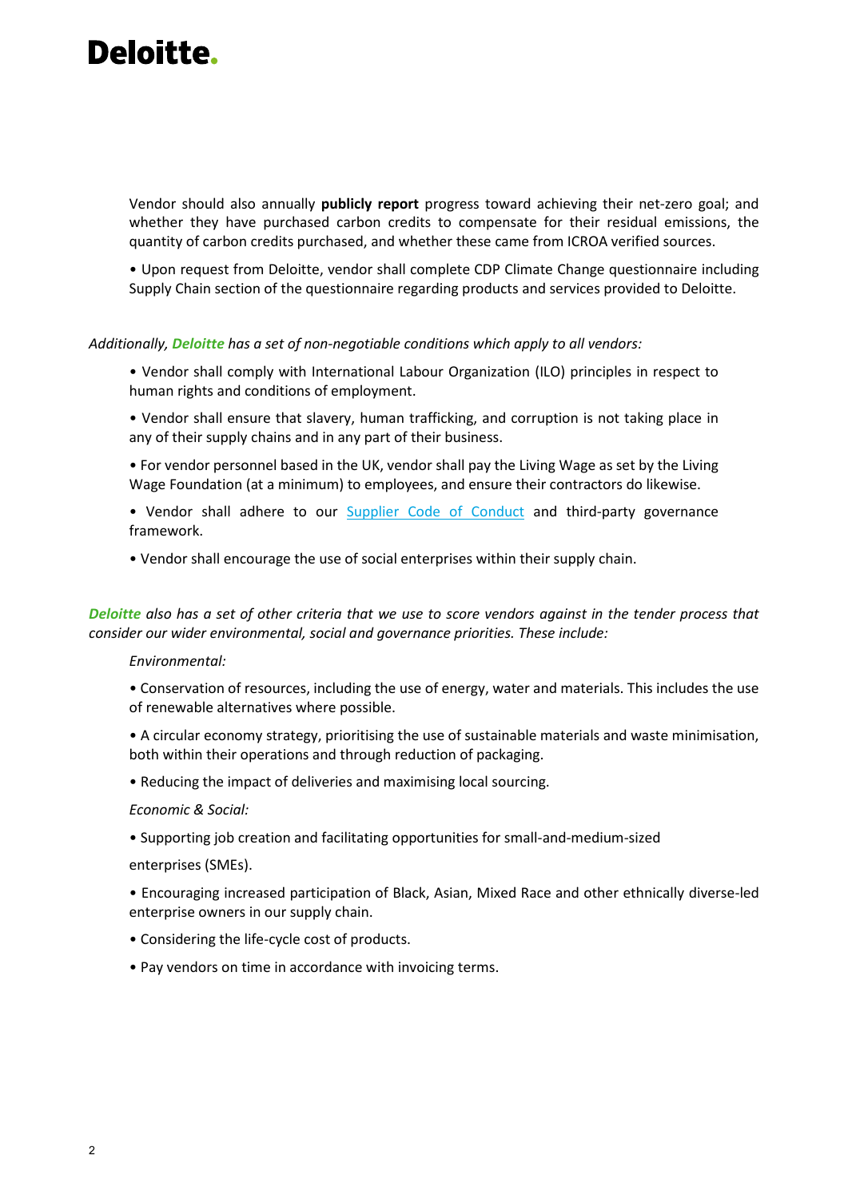Vendor should also annually **publicly report** progress toward achieving their net-zero goal; and whether they have purchased carbon credits to compensate for their residual emissions, the quantity of carbon credits purchased, and whether these came from ICROA verified sources.

• Upon request from Deloitte, vendor shall complete CDP Climate Change questionnaire including Supply Chain section of the questionnaire regarding products and services provided to Deloitte.

*Additionally, **Deloitte** has a set of non-negotiable conditions which apply to all vendors:*

• Vendor shall comply with International Labour Organization (ILO) principles in respect to human rights and conditions of employment.

• Vendor shall ensure that slavery, human trafficking, and corruption is not taking place in any of their supply chains and in any part of their business.

• For vendor personnel based in the UK, vendor shall pay the Living Wage as set by the Living Wage Foundation (at a minimum) to employees, and ensure their contractors do likewise.

• Vendor shall adhere to our Supplier Code of Conduct and third-party governance framework.

• Vendor shall encourage the use of social enterprises within their supply chain.

***Deloitte** also has a set of other criteria that we use to score vendors against in the tender process that consider our wider environmental, social and governance priorities. These include:*

*Environmental:*

• Conservation of resources, including the use of energy, water and materials. This includes the use of renewable alternatives where possible.

• A circular economy strategy, prioritising the use of sustainable materials and waste minimisation, both within their operations and through reduction of packaging.

• Reducing the impact of deliveries and maximising local sourcing.

*Economic & Social:*

• Supporting job creation and facilitating opportunities for small-and-medium-sized

enterprises (SMEs).

• Encouraging increased participation of Black, Asian, Mixed Race and other ethnically diverse-led enterprise owners in our supply chain.

• Considering the life-cycle cost of products.

• Pay vendors on time in accordance with invoicing terms.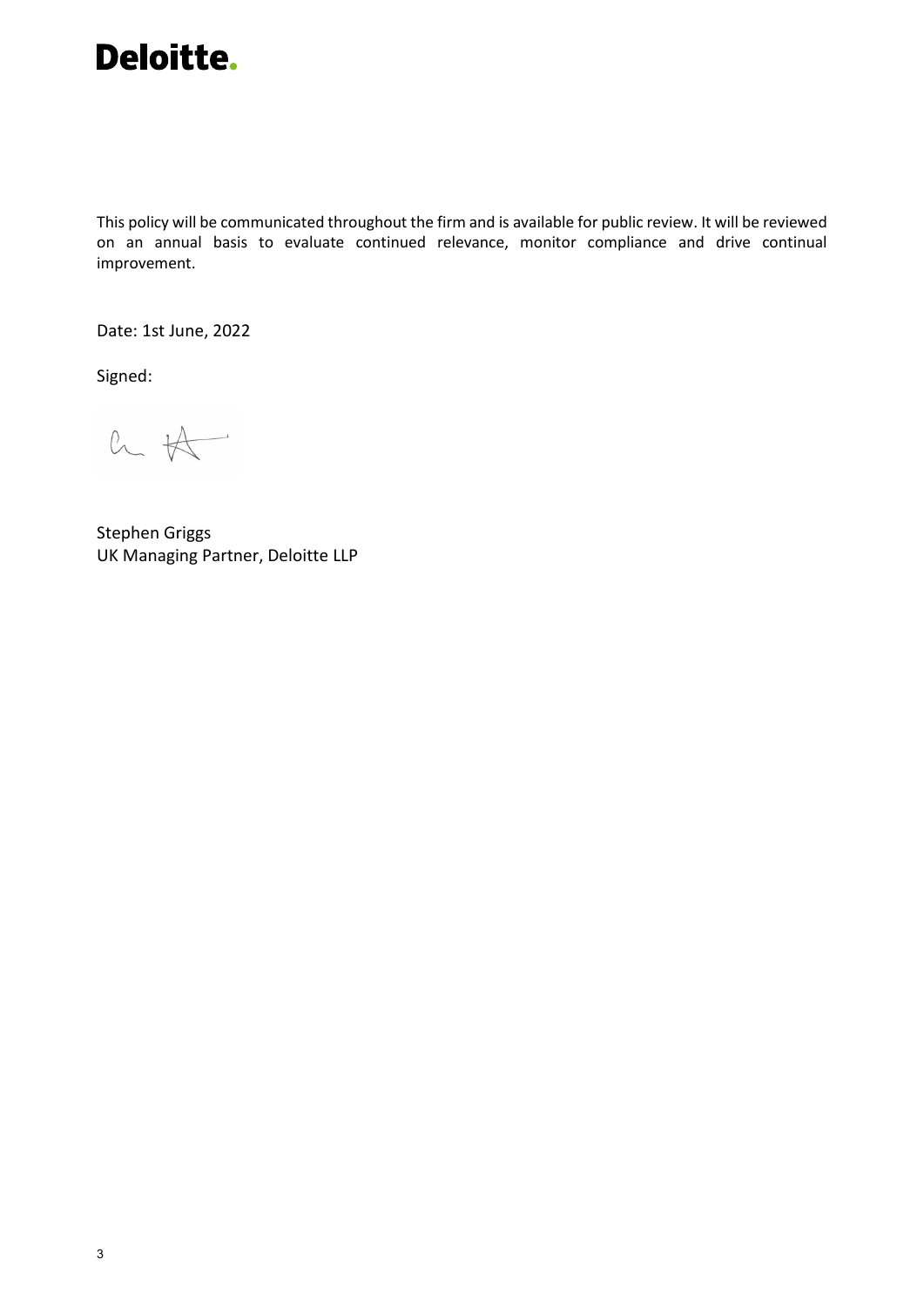Deloitte.

This policy will be communicated throughout the firm and is available for public review. It will be reviewed on an annual basis to evaluate continued relevance, monitor compliance and drive continual improvement.

Date: 1st June, 2022

Signed:

Stephen Griggs
UK Managing Partner, Deloitte LLP